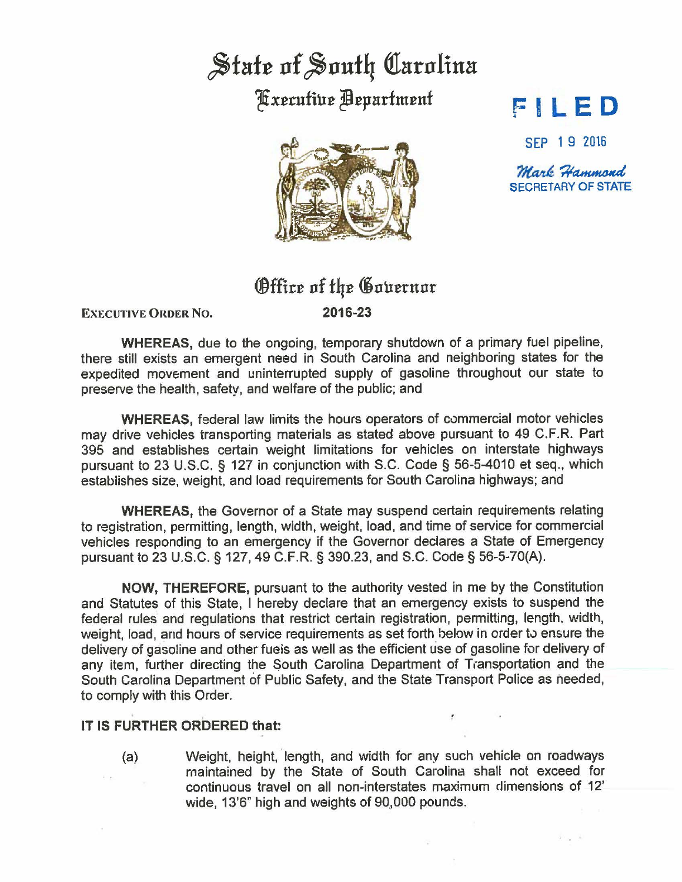# State of South Carolina

## Executive Department

**FILED**

SEP 19 2016

*Mark Hammond*
SECRETARY OF STATE

## Office of the Governor

EXECUTIVE ORDER NO. **2016-23**

**WHEREAS,** due to the ongoing, temporary shutdown of a primary fuel pipeline, there still exists an emergent need in South Carolina and neighboring states for the expedited movement and uninterrupted supply of gasoline throughout our state to preserve the health, safety, and welfare of the public; and

**WHEREAS,** federal law limits the hours operators of commercial motor vehicles may drive vehicles transporting materials as stated above pursuant to 49 C.F.R. Part 395 and establishes certain weight limitations for vehicles on interstate highways pursuant to 23 U.S.C. § 127 in conjunction with S.C. Code § 56-5-4010 et seq., which establishes size, weight, and load requirements for South Carolina highways; and

**WHEREAS,** the Governor of a State may suspend certain requirements relating to registration, permitting, length, width, weight, load, and time of service for commercial vehicles responding to an emergency if the Governor declares a State of Emergency pursuant to 23 U.S.C. § 127, 49 C.F.R. § 390.23, and S.C. Code § 56-5-70(A).

**NOW, THEREFORE,** pursuant to the authority vested in me by the Constitution and Statutes of this State, I hereby declare that an emergency exists to suspend the federal rules and regulations that restrict certain registration, permitting, length, width, weight, load, and hours of service requirements as set forth below in order to ensure the delivery of gasoline and other fuels as well as the efficient use of gasoline for delivery of any item, further directing the South Carolina Department of Transportation and the South Carolina Department of Public Safety, and the State Transport Police as needed, to comply with this Order.

**IT IS FURTHER ORDERED that:**

(a) Weight, height, length, and width for any such vehicle on roadways maintained by the State of South Carolina shall not exceed for continuous travel on all non-interstates maximum dimensions of 12' wide, 13'6" high and weights of 90,000 pounds.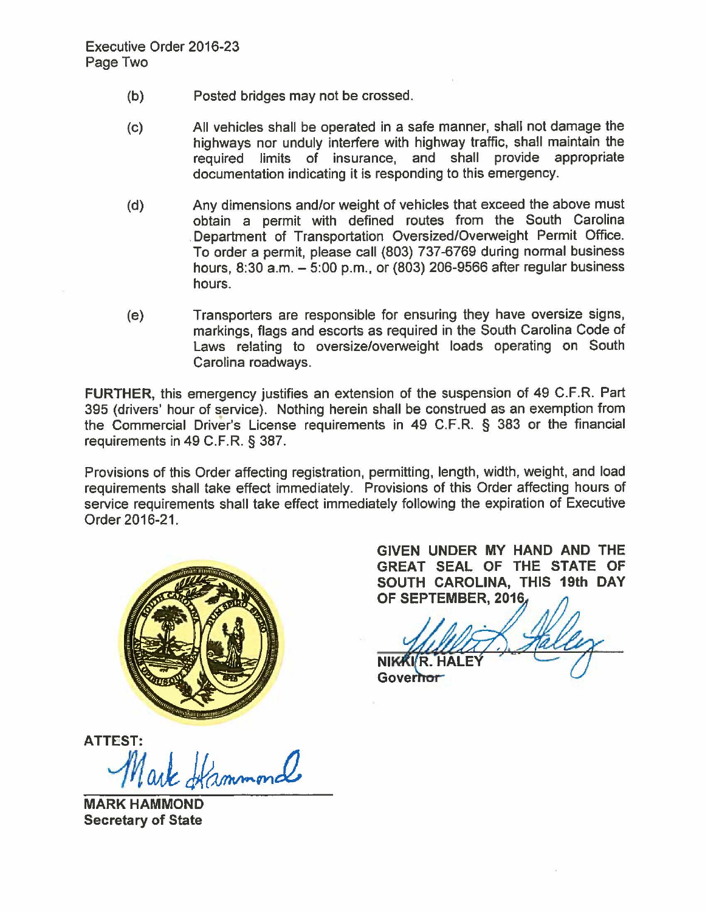(b) Posted bridges may not be crossed.

(c) All vehicles shall be operated in a safe manner, shall not damage the highways nor unduly interfere with highway traffic, shall maintain the required limits of insurance, and shall provide appropriate documentation indicating it is responding to this emergency.

(d) Any dimensions and/or weight of vehicles that exceed the above must obtain a permit with defined routes from the South Carolina Department of Transportation Oversized/Overweight Permit Office. To order a permit, please call (803) 737-6769 during normal business hours, 8:30 a.m. – 5:00 p.m., or (803) 206-9566 after regular business hours.

(e) Transporters are responsible for ensuring they have oversize signs, markings, flags and escorts as required in the South Carolina Code of Laws relating to oversize/overweight loads operating on South Carolina roadways.

**FURTHER**, this emergency justifies an extension of the suspension of 49 C.F.R. Part 395 (drivers' hour of service). Nothing herein shall be construed as an exemption from the Commercial Driver's License requirements in 49 C.F.R. § 383 or the financial requirements in 49 C.F.R. § 387.

Provisions of this Order affecting registration, permitting, length, width, weight, and load requirements shall take effect immediately. Provisions of this Order affecting hours of service requirements shall take effect immediately following the expiration of Executive Order 2016-21.

**GIVEN UNDER MY HAND AND THE GREAT SEAL OF THE STATE OF SOUTH CAROLINA, THIS 19th DAY OF SEPTEMBER, 2016.**

**NIKKI R. HALEY**
**Governor**

**ATTEST:**

**MARK HAMMOND**
**Secretary of State**